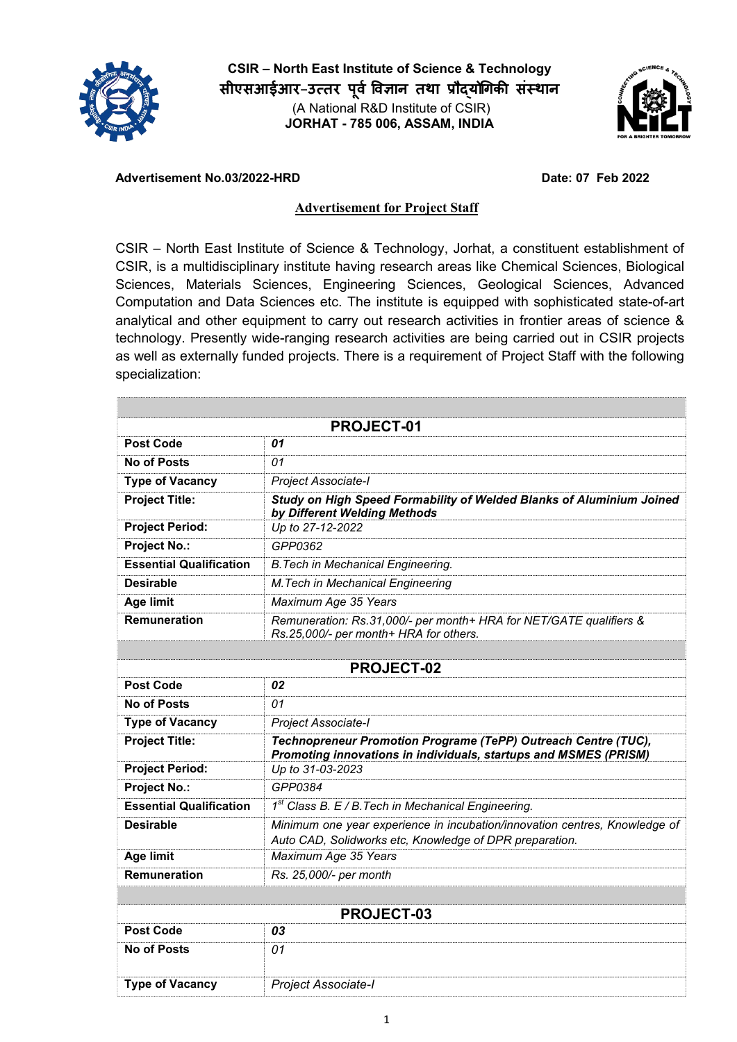**CSIR – North East Institute of Science & Technology**
**सीएसआईआर-उत्तर पूर्व विज्ञान तथा प्रौद्योगिकी संस्थान**
(A National R&D Institute of CSIR)
**JORHAT - 785 006, ASSAM, INDIA**

**Advertisement No.03/2022-HRD** **Date: 07 Feb 2022**

## Advertisement for Project Staff

CSIR – North East Institute of Science & Technology, Jorhat, a constituent establishment of CSIR, is a multidisciplinary institute having research areas like Chemical Sciences, Biological Sciences, Materials Sciences, Engineering Sciences, Geological Sciences, Advanced Computation and Data Sciences etc. The institute is equipped with sophisticated state-of-art analytical and other equipment to carry out research activities in frontier areas of science & technology. Presently wide-ranging research activities are being carried out in CSIR projects as well as externally funded projects. There is a requirement of Project Staff with the following specialization:

| **PROJECT-01** | |
|---|---|
| **Post Code** | ***01*** |
| **No of Posts** | *01* |
| **Type of Vacancy** | *Project Associate-I* |
| **Project Title:** | ***Study on High Speed Formability of Welded Blanks of Aluminium Joined by Different Welding Methods*** |
| **Project Period:** | *Up to 27-12-2022* |
| **Project No.:** | *GPP0362* |
| **Essential Qualification** | *B.Tech in Mechanical Engineering.* |
| **Desirable** | *M.Tech in Mechanical Engineering* |
| **Age limit** | *Maximum Age 35 Years* |
| **Remuneration** | *Remuneration: Rs.31,000/- per month+ HRA for NET/GATE qualifiers & Rs.25,000/- per month+ HRA for others.* |

| **PROJECT-02** | |
|---|---|
| **Post Code** | ***02*** |
| **No of Posts** | *01* |
| **Type of Vacancy** | *Project Associate-I* |
| **Project Title:** | ***Technopreneur Promotion Programe (TePP) Outreach Centre (TUC), Promoting innovations in individuals, startups and MSMES (PRISM)*** |
| **Project Period:** | *Up to 31-03-2023* |
| **Project No.:** | *GPP0384* |
| **Essential Qualification** | *1st Class B. E / B.Tech in Mechanical Engineering.* |
| **Desirable** | *Minimum one year experience in incubation/innovation centres, Knowledge of Auto CAD, Solidworks etc, Knowledge of DPR preparation.* |
| **Age limit** | *Maximum Age 35 Years* |
| **Remuneration** | *Rs. 25,000/- per month* |

| **PROJECT-03** | |
|---|---|
| **Post Code** | ***03*** |
| **No of Posts** | *01* |
| **Type of Vacancy** | *Project Associate-I* |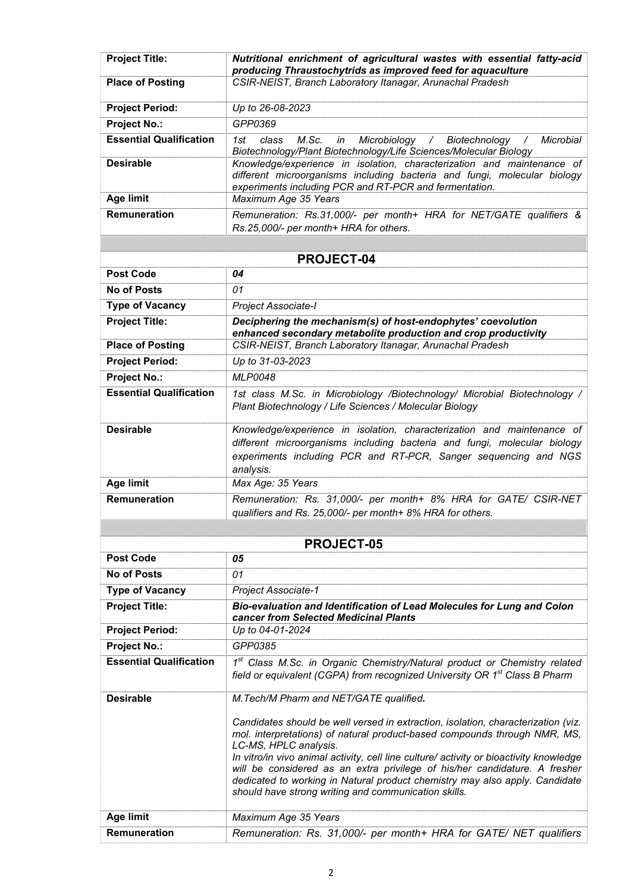| Project Title: | ***Nutritional enrichment of agricultural wastes with essential fatty-acid producing Thraustochytrids as improved feed for aquaculture*** |
|---|---|
| **Place of Posting** | *CSIR-NEIST, Branch Laboratory Itanagar, Arunachal Pradesh* |
| **Project Period:** | *Up to 26-08-2023* |
| **Project No.:** | *GPP0369* |
| **Essential Qualification** | *1st class M.Sc. in Microbiology / Biotechnology / Microbial Biotechnology/Plant Biotechnology/Life Sciences/Molecular Biology* |
| **Desirable** | *Knowledge/experience in isolation, characterization and maintenance of different microorganisms including bacteria and fungi, molecular biology experiments including PCR and RT-PCR and fermentation.* |
| **Age limit** | *Maximum Age 35 Years* |
| **Remuneration** | *Remuneration: Rs.31,000/- per month+ HRA for NET/GATE qualifiers & Rs.25,000/- per month+ HRA for others.* |

## PROJECT-04

| Post Code | ***04*** |
|---|---|
| **No of Posts** | *01* |
| **Type of Vacancy** | *Project Associate-I* |
| **Project Title:** | ***Deciphering the mechanism(s) of host-endophytes' coevolution enhanced secondary metabolite production and crop productivity*** |
| **Place of Posting** | *CSIR-NEIST, Branch Laboratory Itanagar, Arunachal Pradesh* |
| **Project Period:** | *Up to 31-03-2023* |
| **Project No.:** | *MLP0048* |
| **Essential Qualification** | *1st class M.Sc. in Microbiology /Biotechnology/ Microbial Biotechnology / Plant Biotechnology / Life Sciences / Molecular Biology* |
| **Desirable** | *Knowledge/experience in isolation, characterization and maintenance of different microorganisms including bacteria and fungi, molecular biology experiments including PCR and RT-PCR, Sanger sequencing and NGS analysis.* |
| **Age limit** | *Max Age: 35 Years* |
| **Remuneration** | *Remuneration: Rs. 31,000/- per month+ 8% HRA for GATE/ CSIR-NET qualifiers and Rs. 25,000/- per month+ 8% HRA for others.* |

## PROJECT-05

| Post Code | ***05*** |
|---|---|
| **No of Posts** | *01* |
| **Type of Vacancy** | *Project Associate-1* |
| **Project Title:** | ***Bio-evaluation and Identification of Lead Molecules for Lung and Colon cancer from Selected Medicinal Plants*** |
| **Project Period:** | *Up to 04-01-2024* |
| **Project No.:** | *GPP0385* |
| **Essential Qualification** | *1st Class M.Sc. in Organic Chemistry/Natural product or Chemistry related field or equivalent (CGPA) from recognized University OR 1st Class B Pharm* |
| **Desirable** | *M.Tech/M Pharm and NET/GATE qualified.* <br><br> *Candidates should be well versed in extraction, isolation, characterization (viz. mol. interpretations) of natural product-based compounds through NMR, MS, LC-MS, HPLC analysis.* <br> *In vitro/in vivo animal activity, cell line culture/ activity or bioactivity knowledge will be considered as an extra privilege of his/her candidature. A fresher dedicated to working in Natural product chemistry may also apply. Candidate should have strong writing and communication skills.* |
| **Age limit** | *Maximum Age 35 Years* |
| **Remuneration** | *Remuneration: Rs. 31,000/- per month+ HRA for GATE/ NET qualifiers* |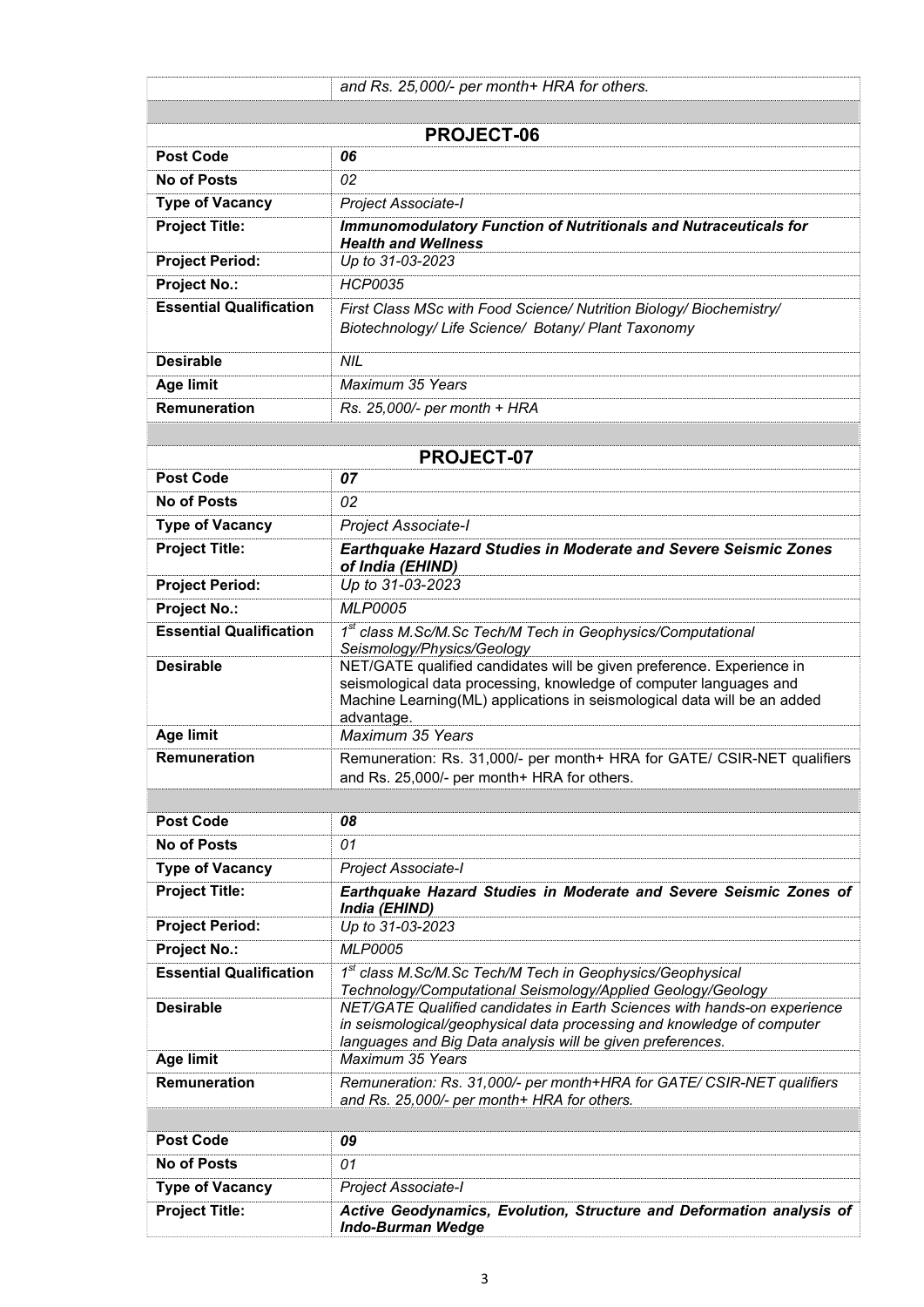| | *and Rs. 25,000/- per month+ HRA for others.* |
|---|---|

## PROJECT-06

| | |
|---|---|
| **Post Code** | ***06*** |
| **No of Posts** | *02* |
| **Type of Vacancy** | *Project Associate-I* |
| **Project Title:** | ***Immunomodulatory Function of Nutritionals and Nutraceuticals for Health and Wellness*** |
| **Project Period:** | *Up to 31-03-2023* |
| **Project No.:** | *HCP0035* |
| **Essential Qualification** | *First Class MSc with Food Science/ Nutrition Biology/ Biochemistry/ Biotechnology/ Life Science/ Botany/ Plant Taxonomy* |
| **Desirable** | *NIL* |
| **Age limit** | *Maximum 35 Years* |
| **Remuneration** | *Rs. 25,000/- per month + HRA* |

## PROJECT-07

| | |
|---|---|
| **Post Code** | ***07*** |
| **No of Posts** | *02* |
| **Type of Vacancy** | *Project Associate-I* |
| **Project Title:** | ***Earthquake Hazard Studies in Moderate and Severe Seismic Zones of India (EHIND)*** |
| **Project Period:** | *Up to 31-03-2023* |
| **Project No.:** | *MLP0005* |
| **Essential Qualification** | *1st class M.Sc/M.Sc Tech/M Tech in Geophysics/Computational Seismology/Physics/Geology* |
| **Desirable** | NET/GATE qualified candidates will be given preference. Experience in seismological data processing, knowledge of computer languages and Machine Learning(ML) applications in seismological data will be an added advantage. |
| **Age limit** | *Maximum 35 Years* |
| **Remuneration** | Remuneration: Rs. 31,000/- per month+ HRA for GATE/ CSIR-NET qualifiers and Rs. 25,000/- per month+ HRA for others. |

| | |
|---|---|
| **Post Code** | ***08*** |
| **No of Posts** | *01* |
| **Type of Vacancy** | *Project Associate-I* |
| **Project Title:** | ***Earthquake Hazard Studies in Moderate and Severe Seismic Zones of India (EHIND)*** |
| **Project Period:** | *Up to 31-03-2023* |
| **Project No.:** | *MLP0005* |
| **Essential Qualification** | *1st class M.Sc/M.Sc Tech/M Tech in Geophysics/Geophysical Technology/Computational Seismology/Applied Geology/Geology* |
| **Desirable** | *NET/GATE Qualified candidates in Earth Sciences with hands-on experience in seismological/geophysical data processing and knowledge of computer languages and Big Data analysis will be given preferences.* |
| **Age limit** | *Maximum 35 Years* |
| **Remuneration** | *Remuneration: Rs. 31,000/- per month+HRA for GATE/ CSIR-NET qualifiers and Rs. 25,000/- per month+ HRA for others.* |

| | |
|---|---|
| **Post Code** | ***09*** |
| **No of Posts** | *01* |
| **Type of Vacancy** | *Project Associate-I* |
| **Project Title:** | ***Active Geodynamics, Evolution, Structure and Deformation analysis of Indo-Burman Wedge*** |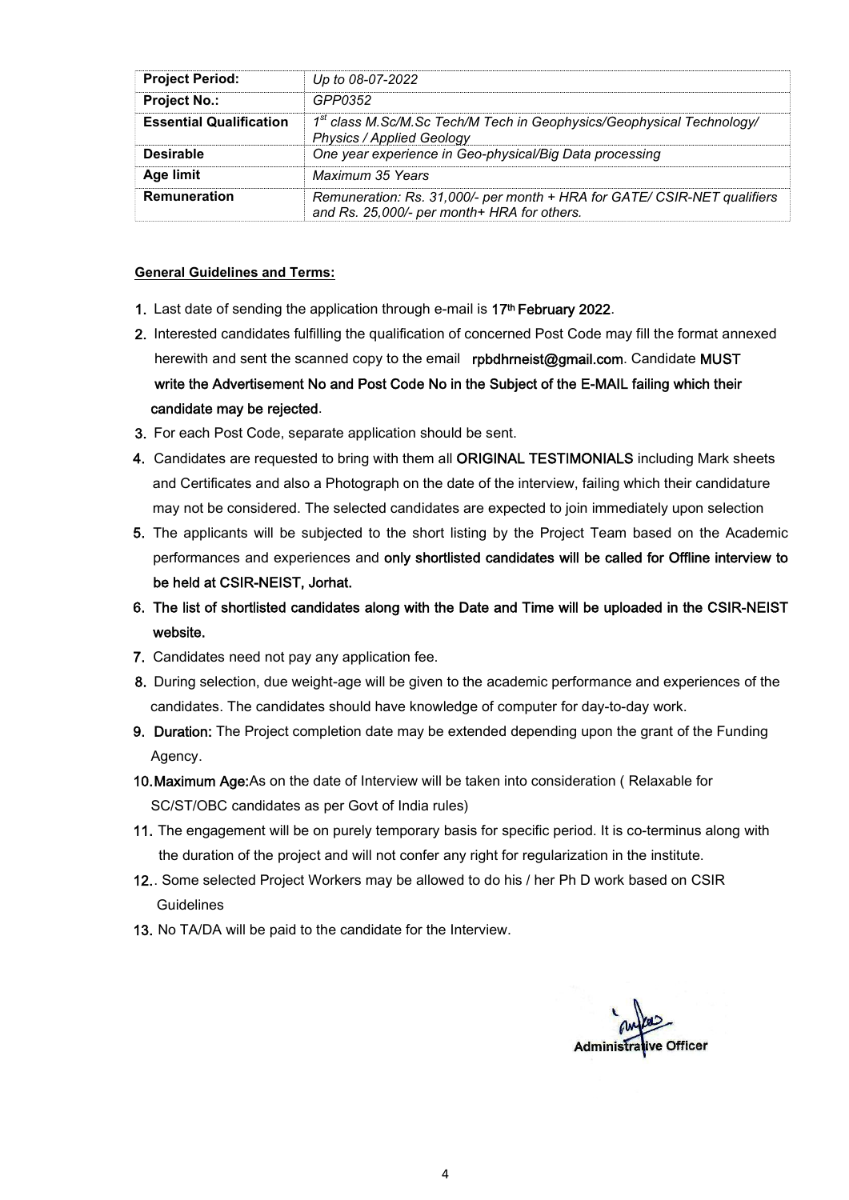| | |
|---|---|
| **Project Period:** | *Up to 08-07-2022* |
| **Project No.:** | *GPP0352* |
| **Essential Qualification** | *1st class M.Sc/M.Sc Tech/M Tech in Geophysics/Geophysical Technology/ Physics / Applied Geology* |
| **Desirable** | *One year experience in Geo-physical/Big Data processing* |
| **Age limit** | *Maximum 35 Years* |
| **Remuneration** | *Remuneration: Rs. 31,000/- per month + HRA for GATE/ CSIR-NET qualifiers and Rs. 25,000/- per month+ HRA for others.* |

**General Guidelines and Terms:**

1. Last date of sending the application through e-mail is **17th February 2022**.
2. Interested candidates fulfilling the qualification of concerned Post Code may fill the format annexed herewith and sent the scanned copy to the email **rpbdhrneist@gmail.com**. Candidate **MUST write the Advertisement No and Post Code No in the Subject of the E-MAIL failing which their candidate may be rejected**.
3. For each Post Code, separate application should be sent.
4. Candidates are requested to bring with them all **ORIGINAL TESTIMONIALS** including Mark sheets and Certificates and also a Photograph on the date of the interview, failing which their candidature may not be considered. The selected candidates are expected to join immediately upon selection
5. The applicants will be subjected to the short listing by the Project Team based on the Academic performances and experiences and **only shortlisted candidates will be called for Offline interview to be held at CSIR-NEIST, Jorhat.**
6. **The list of shortlisted candidates along with the Date and Time will be uploaded in the CSIR-NEIST website.**
7. Candidates need not pay any application fee.
8. During selection, due weight-age will be given to the academic performance and experiences of the candidates. The candidates should have knowledge of computer for day-to-day work.
9. **Duration:** The Project completion date may be extended depending upon the grant of the Funding Agency.
10. **Maximum Age:** As on the date of Interview will be taken into consideration ( Relaxable for SC/ST/OBC candidates as per Govt of India rules)
11. The engagement will be on purely temporary basis for specific period. It is co-terminus along with the duration of the project and will not confer any right for regularization in the institute.
12. . Some selected Project Workers may be allowed to do his / her Ph D work based on CSIR Guidelines
13. No TA/DA will be paid to the candidate for the Interview.

**Administrative Officer**